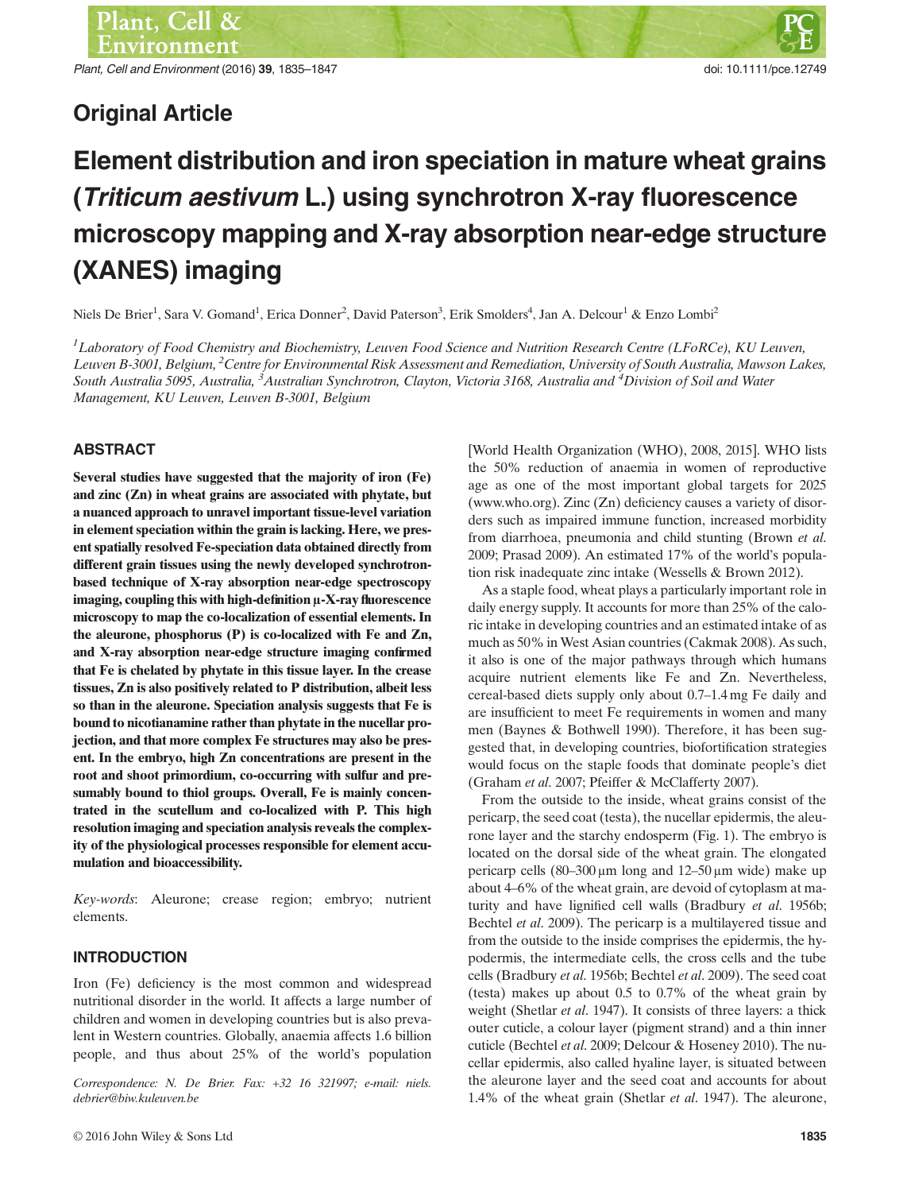## Original Article

# Element distribution and iron speciation in mature wheat grains (*Triticum aestivum* L.) using synchrotron X-ray fluorescence microscopy mapping and X-ray absorption near-edge structure (XANES) imaging

Niels De Brier[1], Sara V. Gomand[1], Erica Donner[2], David Paterson[3], Erik Smolders[4], Jan A. Delcour[1] & Enzo Lombi[2]

[1]Laboratory of Food Chemistry and Biochemistry, Leuven Food Science and Nutrition Research Centre (LFoRCe), KU Leuven, Leuven B-3001, Belgium, [2]Centre for Environmental Risk Assessment and Remediation, University of South Australia, Mawson Lakes, South Australia 5095, Australia, [3]Australian Synchrotron, Clayton, Victoria 3168, Australia and [4]Division of Soil and Water Management, KU Leuven, Leuven B-3001, Belgium

## ABSTRACT

**Several studies have suggested that the majority of iron (Fe) and zinc (Zn) in wheat grains are associated with phytate, but a nuanced approach to unravel important tissue-level variation in element speciation within the grain is lacking. Here, we present spatially resolved Fe-speciation data obtained directly from different grain tissues using the newly developed synchrotron-based technique of X-ray absorption near-edge spectroscopy imaging, coupling this with high-definition μ-X-ray fluorescence microscopy to map the co-localization of essential elements. In the aleurone, phosphorus (P) is co-localized with Fe and Zn, and X-ray absorption near-edge structure imaging confirmed that Fe is chelated by phytate in this tissue layer. In the crease tissues, Zn is also positively related to P distribution, albeit less so than in the aleurone. Speciation analysis suggests that Fe is bound to nicotianamine rather than phytate in the nucellar projection, and that more complex Fe structures may also be present. In the embryo, high Zn concentrations are present in the root and shoot primordium, co-occurring with sulfur and presumably bound to thiol groups. Overall, Fe is mainly concentrated in the scutellum and co-localized with P. This high resolution imaging and speciation analysis reveals the complexity of the physiological processes responsible for element accumulation and bioaccessibility.**

*Key-words*: Aleurone; crease region; embryo; nutrient elements.

## INTRODUCTION

Iron (Fe) deficiency is the most common and widespread nutritional disorder in the world. It affects a large number of children and women in developing countries but is also prevalent in Western countries. Globally, anaemia affects 1.6 billion people, and thus about 25% of the world's population [World Health Organization (WHO), 2008, 2015]. WHO lists the 50% reduction of anaemia in women of reproductive age as one of the most important global targets for 2025 (www.who.org). Zinc (Zn) deficiency causes a variety of disorders such as impaired immune function, increased morbidity from diarrhoea, pneumonia and child stunting (Brown *et al.* 2009; Prasad 2009). An estimated 17% of the world's population risk inadequate zinc intake (Wessells & Brown 2012).

As a staple food, wheat plays a particularly important role in daily energy supply. It accounts for more than 25% of the caloric intake in developing countries and an estimated intake of as much as 50% in West Asian countries (Cakmak 2008). As such, it also is one of the major pathways through which humans acquire nutrient elements like Fe and Zn. Nevertheless, cereal-based diets supply only about 0.7–1.4 mg Fe daily and are insufficient to meet Fe requirements in women and many men (Baynes & Bothwell 1990). Therefore, it has been suggested that, in developing countries, biofortification strategies would focus on the staple foods that dominate people's diet (Graham *et al.* 2007; Pfeiffer & McClafferty 2007).

From the outside to the inside, wheat grains consist of the pericarp, the seed coat (testa), the nucellar epidermis, the aleurone layer and the starchy endosperm (Fig. 1). The embryo is located on the dorsal side of the wheat grain. The elongated pericarp cells (80–300 μm long and 12–50 μm wide) make up about 4–6% of the wheat grain, are devoid of cytoplasm at maturity and have lignified cell walls (Bradbury *et al.* 1956b; Bechtel *et al.* 2009). The pericarp is a multilayered tissue and from the outside to the inside comprises the epidermis, the hypodermis, the intermediate cells, the cross cells and the tube cells (Bradbury *et al.* 1956b; Bechtel *et al.* 2009). The seed coat (testa) makes up about 0.5 to 0.7% of the wheat grain by weight (Shetlar *et al.* 1947). It consists of three layers: a thick outer cuticle, a colour layer (pigment strand) and a thin inner cuticle (Bechtel *et al.* 2009; Delcour & Hoseney 2010). The nucellar epidermis, also called hyaline layer, is situated between the aleurone layer and the seed coat and accounts for about 1.4% of the wheat grain (Shetlar *et al.* 1947). The aleurone,

Correspondence: N. De Brier. Fax: +32 16 321997; e-mail: niels.debrier@biw.kuleuven.be

© 2016 John Wiley & Sons Ltd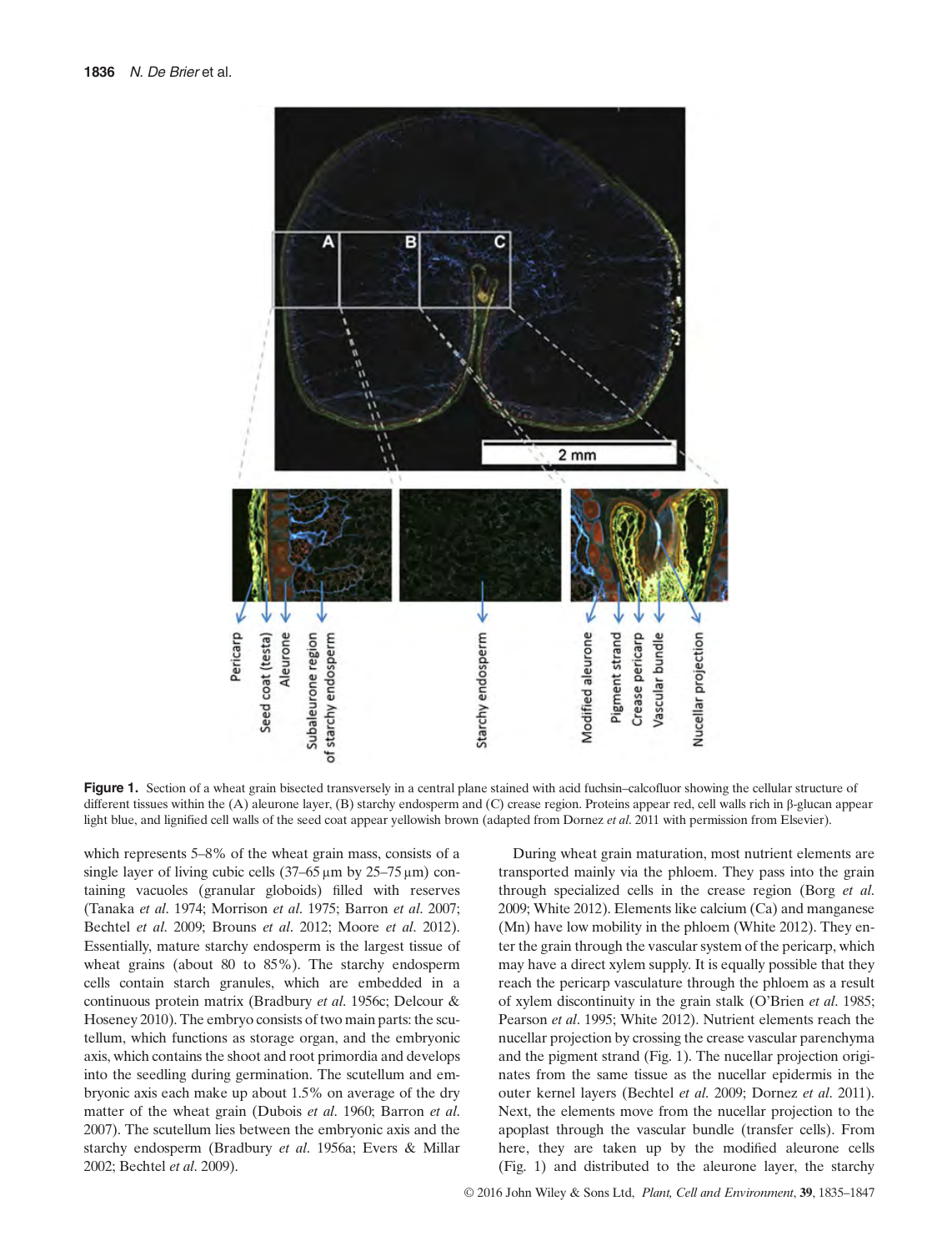**Figure 1.** Section of a wheat grain bisected transversely in a central plane stained with acid fuchsin–calcofluor showing the cellular structure of different tissues within the (A) aleurone layer, (B) starchy endosperm and (C) crease region. Proteins appear red, cell walls rich in β-glucan appear light blue, and lignified cell walls of the seed coat appear yellowish brown (adapted from Dornez *et al.* 2011 with permission from Elsevier).

which represents 5–8% of the wheat grain mass, consists of a single layer of living cubic cells (37–65 μm by 25–75 μm) containing vacuoles (granular globoids) filled with reserves (Tanaka *et al.* 1974; Morrison *et al.* 1975; Barron *et al.* 2007; Bechtel *et al.* 2009; Brouns *et al.* 2012; Moore *et al.* 2012). Essentially, mature starchy endosperm is the largest tissue of wheat grains (about 80 to 85%). The starchy endosperm cells contain starch granules, which are embedded in a continuous protein matrix (Bradbury *et al.* 1956c; Delcour & Hoseney 2010). The embryo consists of two main parts: the scutellum, which functions as storage organ, and the embryonic axis, which contains the shoot and root primordia and develops into the seedling during germination. The scutellum and embryonic axis each make up about 1.5% on average of the dry matter of the wheat grain (Dubois *et al.* 1960; Barron *et al.* 2007). The scutellum lies between the embryonic axis and the starchy endosperm (Bradbury *et al.* 1956a; Evers & Millar 2002; Bechtel *et al.* 2009).

During wheat grain maturation, most nutrient elements are transported mainly via the phloem. They pass into the grain through specialized cells in the crease region (Borg *et al.* 2009; White 2012). Elements like calcium (Ca) and manganese (Mn) have low mobility in the phloem (White 2012). They enter the grain through the vascular system of the pericarp, which may have a direct xylem supply. It is equally possible that they reach the pericarp vasculature through the phloem as a result of xylem discontinuity in the grain stalk (O'Brien *et al.* 1985; Pearson *et al.* 1995; White 2012). Nutrient elements reach the nucellar projection by crossing the crease vascular parenchyma and the pigment strand (Fig. 1). The nucellar projection originates from the same tissue as the nucellar epidermis in the outer kernel layers (Bechtel *et al.* 2009; Dornez *et al.* 2011). Next, the elements move from the nucellar projection to the apoplast through the vascular bundle (transfer cells). From here, they are taken up by the modified aleurone cells (Fig. 1) and distributed to the aleurone layer, the starchy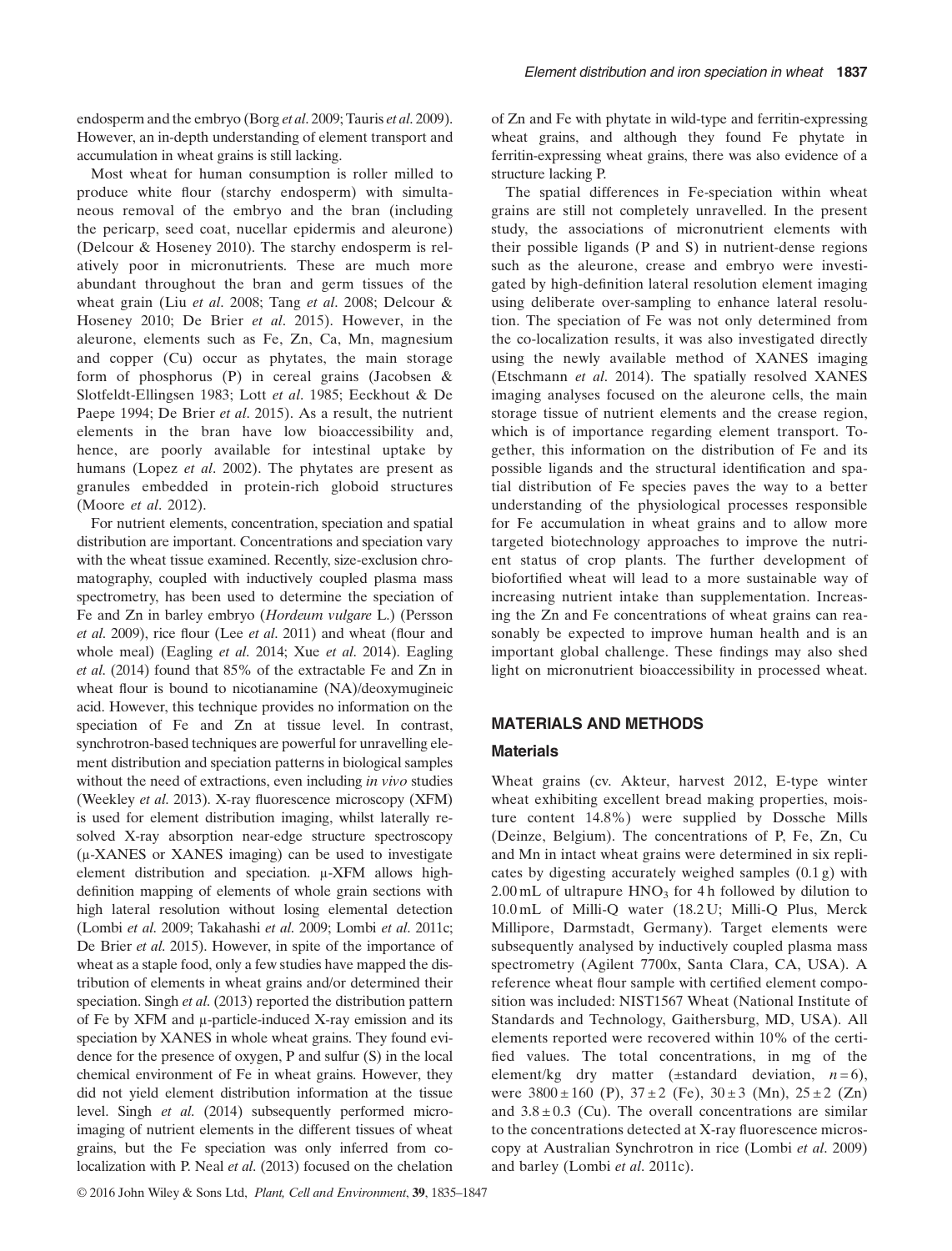endosperm and the embryo (Borg *et al.* 2009; Tauris *et al.* 2009). However, an in-depth understanding of element transport and accumulation in wheat grains is still lacking.

Most wheat for human consumption is roller milled to produce white flour (starchy endosperm) with simultaneous removal of the embryo and the bran (including the pericarp, seed coat, nucellar epidermis and aleurone) (Delcour & Hoseney 2010). The starchy endosperm is relatively poor in micronutrients. These are much more abundant throughout the bran and germ tissues of the wheat grain (Liu *et al.* 2008; Tang *et al.* 2008; Delcour & Hoseney 2010; De Brier *et al.* 2015). However, in the aleurone, elements such as Fe, Zn, Ca, Mn, magnesium and copper (Cu) occur as phytates, the main storage form of phosphorus (P) in cereal grains (Jacobsen & Slotfeldt-Ellingsen 1983; Lott *et al.* 1985; Eeckhout & De Paepe 1994; De Brier *et al.* 2015). As a result, the nutrient elements in the bran have low bioaccessibility and, hence, are poorly available for intestinal uptake by humans (Lopez *et al.* 2002). The phytates are present as granules embedded in protein-rich globoid structures (Moore *et al.* 2012).

For nutrient elements, concentration, speciation and spatial distribution are important. Concentrations and speciation vary with the wheat tissue examined. Recently, size-exclusion chromatography, coupled with inductively coupled plasma mass spectrometry, has been used to determine the speciation of Fe and Zn in barley embryo (*Hordeum vulgare* L.) (Persson *et al.* 2009), rice flour (Lee *et al.* 2011) and wheat (flour and whole meal) (Eagling *et al.* 2014; Xue *et al.* 2014). Eagling *et al.* (2014) found that 85% of the extractable Fe and Zn in wheat flour is bound to nicotianamine (NA)/deoxymugineic acid. However, this technique provides no information on the speciation of Fe and Zn at tissue level. In contrast, synchrotron-based techniques are powerful for unravelling element distribution and speciation patterns in biological samples without the need of extractions, even including *in vivo* studies (Weekley *et al.* 2013). X-ray fluorescence microscopy (XFM) is used for element distribution imaging, whilst laterally resolved X-ray absorption near-edge structure spectroscopy (μ-XANES or XANES imaging) can be used to investigate element distribution and speciation. μ-XFM allows high-definition mapping of elements of whole grain sections with high lateral resolution without losing elemental detection (Lombi *et al.* 2009; Takahashi *et al.* 2009; Lombi *et al.* 2011c; De Brier *et al.* 2015). However, in spite of the importance of wheat as a staple food, only a few studies have mapped the distribution of elements in wheat grains and/or determined their speciation. Singh *et al.* (2013) reported the distribution pattern of Fe by XFM and μ-particle-induced X-ray emission and its speciation by XANES in whole wheat grains. They found evidence for the presence of oxygen, P and sulfur (S) in the local chemical environment of Fe in wheat grains. However, they did not yield element distribution information at the tissue level. Singh *et al.* (2014) subsequently performed micro-imaging of nutrient elements in the different tissues of wheat grains, but the Fe speciation was only inferred from co-localization with P. Neal *et al.* (2013) focused on the chelation of Zn and Fe with phytate in wild-type and ferritin-expressing wheat grains, and although they found Fe phytate in ferritin-expressing wheat grains, there was also evidence of a structure lacking P.

The spatial differences in Fe-speciation within wheat grains are still not completely unravelled. In the present study, the associations of micronutrient elements with their possible ligands (P and S) in nutrient-dense regions such as the aleurone, crease and embryo were investigated by high-definition lateral resolution element imaging using deliberate over-sampling to enhance lateral resolution. The speciation of Fe was not only determined from the co-localization results, it was also investigated directly using the newly available method of XANES imaging (Etschmann *et al.* 2014). The spatially resolved XANES imaging analyses focused on the aleurone cells, the main storage tissue of nutrient elements and the crease region, which is of importance regarding element transport. Together, this information on the distribution of Fe and its possible ligands and the structural identification and spatial distribution of Fe species paves the way to a better understanding of the physiological processes responsible for Fe accumulation in wheat grains and to allow more targeted biotechnology approaches to improve the nutrient status of crop plants. The further development of biofortified wheat will lead to a more sustainable way of increasing nutrient intake than supplementation. Increasing the Zn and Fe concentrations of wheat grains can reasonably be expected to improve human health and is an important global challenge. These findings may also shed light on micronutrient bioaccessibility in processed wheat.

## MATERIALS AND METHODS

### Materials

Wheat grains (cv. Akteur, harvest 2012, E-type winter wheat exhibiting excellent bread making properties, moisture content 14.8%) were supplied by Dossche Mills (Deinze, Belgium). The concentrations of P, Fe, Zn, Cu and Mn in intact wheat grains were determined in six replicates by digesting accurately weighed samples (0.1 g) with 2.00 mL of ultrapure $HNO_3$ for 4 h followed by dilution to 10.0 mL of Milli-Q water (18.2 U; Milli-Q Plus, Merck Millipore, Darmstadt, Germany). Target elements were subsequently analysed by inductively coupled plasma mass spectrometry (Agilent 7700x, Santa Clara, CA, USA). A reference wheat flour sample with certified element composition was included: NIST1567 Wheat (National Institute of Standards and Technology, Gaithersburg, MD, USA). All elements reported were recovered within 10% of the certified values. The total concentrations, in mg of the element/kg dry matter (±standard deviation, $n = 6$), were $3800 \pm 160$ (P), $37 \pm 2$ (Fe), $30 \pm 3$ (Mn), $25 \pm 2$ (Zn) and $3.8 \pm 0.3$ (Cu). The overall concentrations are similar to the concentrations detected at X-ray fluorescence microscopy at Australian Synchrotron in rice (Lombi *et al.* 2009) and barley (Lombi *et al.* 2011c).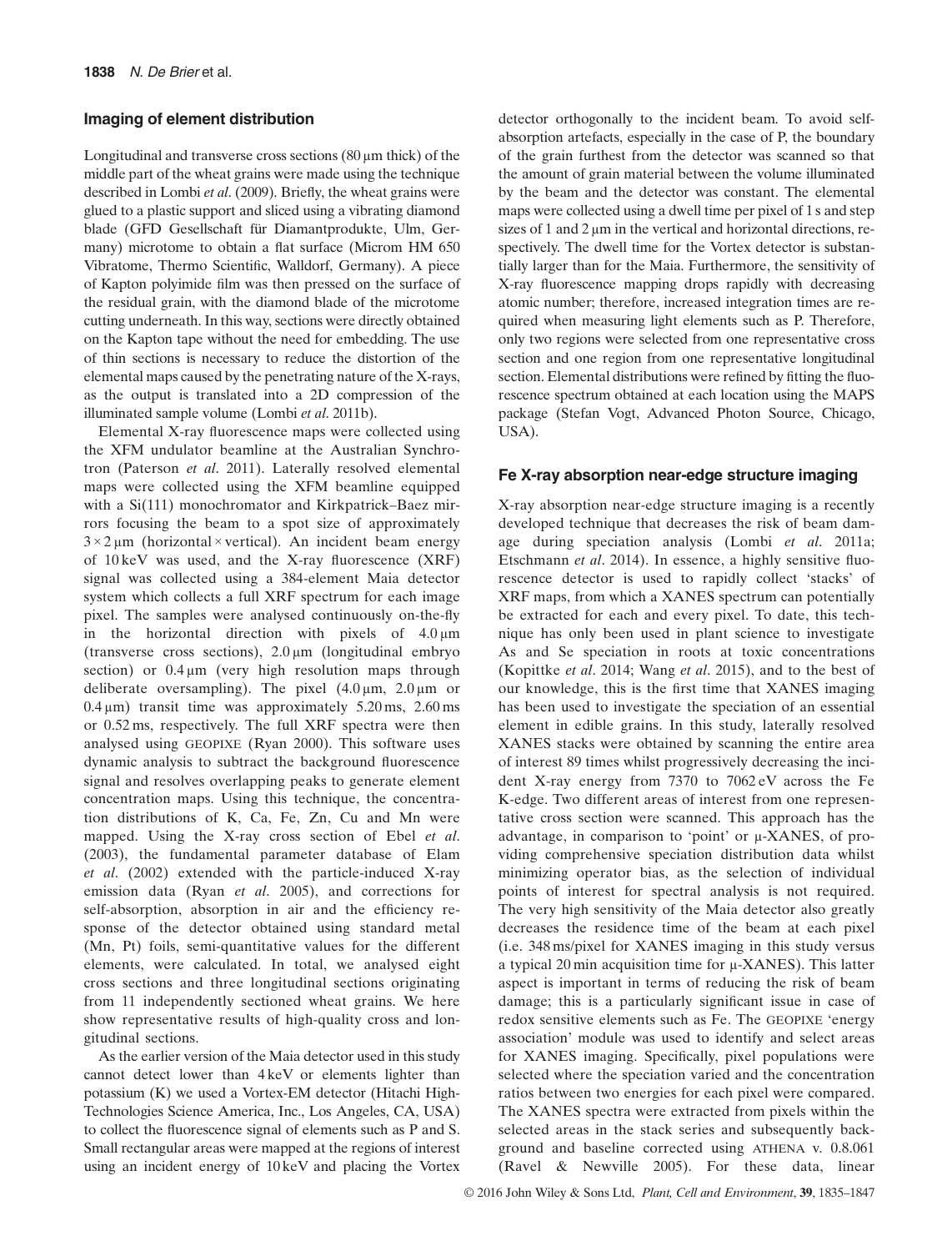### Imaging of element distribution

Longitudinal and transverse cross sections (80 μm thick) of the middle part of the wheat grains were made using the technique described in Lombi *et al*. (2009). Briefly, the wheat grains were glued to a plastic support and sliced using a vibrating diamond blade (GFD Gesellschaft für Diamantprodukte, Ulm, Germany) microtome to obtain a flat surface (Microm HM 650 Vibratome, Thermo Scientific, Walldorf, Germany). A piece of Kapton polyimide film was then pressed on the surface of the residual grain, with the diamond blade of the microtome cutting underneath. In this way, sections were directly obtained on the Kapton tape without the need for embedding. The use of thin sections is necessary to reduce the distortion of the elemental maps caused by the penetrating nature of the X-rays, as the output is translated into a 2D compression of the illuminated sample volume (Lombi *et al*. 2011b).

Elemental X-ray fluorescence maps were collected using the XFM undulator beamline at the Australian Synchrotron (Paterson *et al*. 2011). Laterally resolved elemental maps were collected using the XFM beamline equipped with a Si(111) monochromator and Kirkpatrick–Baez mirrors focusing the beam to a spot size of approximately $3 \times 2$ μm (horizontal × vertical). An incident beam energy of 10 keV was used, and the X-ray fluorescence (XRF) signal was collected using a 384-element Maia detector system which collects a full XRF spectrum for each image pixel. The samples were analysed continuously on-the-fly in the horizontal direction with pixels of 4.0 μm (transverse cross sections), 2.0 μm (longitudinal embryo section) or 0.4 μm (very high resolution maps through deliberate oversampling). The pixel (4.0 μm, 2.0 μm or 0.4 μm) transit time was approximately 5.20 ms, 2.60 ms or 0.52 ms, respectively. The full XRF spectra were then analysed using GEOPIXE (Ryan 2000). This software uses dynamic analysis to subtract the background fluorescence signal and resolves overlapping peaks to generate element concentration maps. Using this technique, the concentration distributions of K, Ca, Fe, Zn, Cu and Mn were mapped. Using the X-ray cross section of Ebel *et al*. (2003), the fundamental parameter database of Elam *et al*. (2002) extended with the particle-induced X-ray emission data (Ryan *et al*. 2005), and corrections for self-absorption, absorption in air and the efficiency response of the detector obtained using standard metal (Mn, Pt) foils, semi-quantitative values for the different elements, were calculated. In total, we analysed eight cross sections and three longitudinal sections originating from 11 independently sectioned wheat grains. We here show representative results of high-quality cross and longitudinal sections.

As the earlier version of the Maia detector used in this study cannot detect lower than 4 keV or elements lighter than potassium (K) we used a Vortex-EM detector (Hitachi High-Technologies Science America, Inc., Los Angeles, CA, USA) to collect the fluorescence signal of elements such as P and S. Small rectangular areas were mapped at the regions of interest using an incident energy of 10 keV and placing the Vortex detector orthogonally to the incident beam. To avoid self-absorption artefacts, especially in the case of P, the boundary of the grain furthest from the detector was scanned so that the amount of grain material between the volume illuminated by the beam and the detector was constant. The elemental maps were collected using a dwell time per pixel of 1 s and step sizes of 1 and 2 μm in the vertical and horizontal directions, respectively. The dwell time for the Vortex detector is substantially larger than for the Maia. Furthermore, the sensitivity of X-ray fluorescence mapping drops rapidly with decreasing atomic number; therefore, increased integration times are required when measuring light elements such as P. Therefore, only two regions were selected from one representative cross section and one region from one representative longitudinal section. Elemental distributions were refined by fitting the fluorescence spectrum obtained at each location using the MAPS package (Stefan Vogt, Advanced Photon Source, Chicago, USA).

### Fe X-ray absorption near-edge structure imaging

X-ray absorption near-edge structure imaging is a recently developed technique that decreases the risk of beam damage during speciation analysis (Lombi *et al*. 2011a; Etschmann *et al*. 2014). In essence, a highly sensitive fluorescence detector is used to rapidly collect 'stacks' of XRF maps, from which a XANES spectrum can potentially be extracted for each and every pixel. To date, this technique has only been used in plant science to investigate As and Se speciation in roots at toxic concentrations (Kopittke *et al*. 2014; Wang *et al*. 2015), and to the best of our knowledge, this is the first time that XANES imaging has been used to investigate the speciation of an essential element in edible grains. In this study, laterally resolved XANES stacks were obtained by scanning the entire area of interest 89 times whilst progressively decreasing the incident X-ray energy from 7370 to 7062 eV across the Fe K-edge. Two different areas of interest from one representative cross section were scanned. This approach has the advantage, in comparison to 'point' or μ-XANES, of providing comprehensive speciation distribution data whilst minimizing operator bias, as the selection of individual points of interest for spectral analysis is not required. The very high sensitivity of the Maia detector also greatly decreases the residence time of the beam at each pixel (i.e. 348 ms/pixel for XANES imaging in this study versus a typical 20 min acquisition time for μ-XANES). This latter aspect is important in terms of reducing the risk of beam damage; this is a particularly significant issue in case of redox sensitive elements such as Fe. The GEOPIXE 'energy association' module was used to identify and select areas for XANES imaging. Specifically, pixel populations were selected where the speciation varied and the concentration ratios between two energies for each pixel were compared. The XANES spectra were extracted from pixels within the selected areas in the stack series and subsequently background and baseline corrected using ATHENA v. 0.8.061 (Ravel & Newville 2005). For these data, linear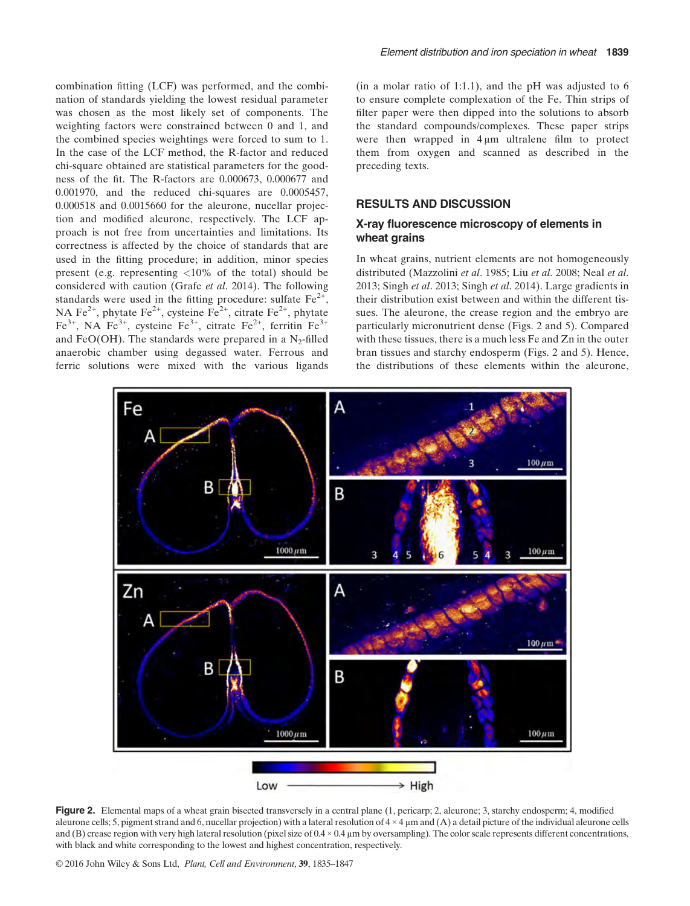combination fitting (LCF) was performed, and the combination of standards yielding the lowest residual parameter was chosen as the most likely set of components. The weighting factors were constrained between 0 and 1, and the combined species weightings were forced to sum to 1. In the case of the LCF method, the R-factor and reduced chi-square obtained are statistical parameters for the goodness of the fit. The R-factors are 0.000673, 0.000677 and 0.001970, and the reduced chi-squares are 0.0005457, 0.000518 and 0.0015660 for the aleurone, nucellar projection and modified aleurone, respectively. The LCF approach is not free from uncertainties and limitations. Its correctness is affected by the choice of standards that are used in the fitting procedure; in addition, minor species present (e.g. representing <10% of the total) should be considered with caution (Grafe *et al*. 2014). The following standards were used in the fitting procedure: sulfate $Fe^{2+}$, NA $Fe^{2+}$, phytate $Fe^{2+}$, cysteine $Fe^{2+}$, citrate $Fe^{2+}$, phytate $Fe^{3+}$, NA $Fe^{3+}$, cysteine $Fe^{3+}$, citrate $Fe^{2+}$, ferritin $Fe^{3+}$ and FeO(OH). The standards were prepared in a $N_2$-filled anaerobic chamber using degassed water. Ferrous and ferric solutions were mixed with the various ligands (in a molar ratio of 1:1.1), and the pH was adjusted to 6 to ensure complete complexation of the Fe. Thin strips of filter paper were then dipped into the solutions to absorb the standard compounds/complexes. These paper strips were then wrapped in 4 µm ultralene film to protect them from oxygen and scanned as described in the preceding texts.

## RESULTS AND DISCUSSION

### X-ray fluorescence microscopy of elements in wheat grains

In wheat grains, nutrient elements are not homogeneously distributed (Mazzolini *et al*. 1985; Liu *et al*. 2008; Neal *et al*. 2013; Singh *et al*. 2013; Singh *et al*. 2014). Large gradients in their distribution exist between and within the different tissues. The aleurone, the crease region and the embryo are particularly micronutrient dense (Figs. 2 and 5). Compared with these tissues, there is a much less Fe and Zn in the outer bran tissues and starchy endosperm (Figs. 2 and 5). Hence, the distributions of these elements within the aleurone,

**Figure 2.** Elemental maps of a wheat grain bisected transversely in a central plane (1, pericarp; 2, aleurone; 3, starchy endosperm; 4, modified aleurone cells; 5, pigment strand and 6, nucellar projection) with a lateral resolution of 4 × 4 µm and (A) a detail picture of the individual aleurone cells and (B) crease region with very high lateral resolution (pixel size of 0.4 × 0.4 µm by oversampling). The color scale represents different concentrations, with black and white corresponding to the lowest and highest concentration, respectively.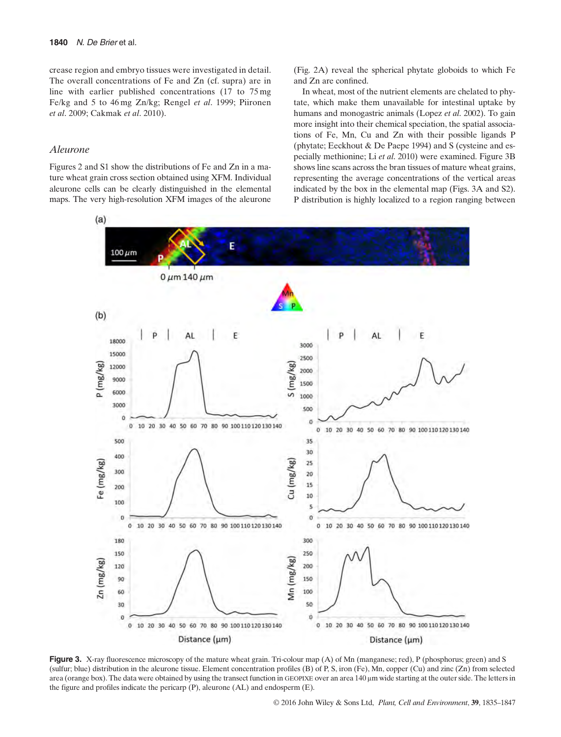crease region and embryo tissues were investigated in detail. The overall concentrations of Fe and Zn (cf. supra) are in line with earlier published concentrations (17 to 75 mg Fe/kg and 5 to 46 mg Zn/kg; Rengel *et al*. 1999; Piironen *et al*. 2009; Cakmak *et al*. 2010).

### *Aleurone*

Figures 2 and S1 show the distributions of Fe and Zn in a mature wheat grain cross section obtained using XFM. Individual aleurone cells can be clearly distinguished in the elemental maps. The very high-resolution XFM images of the aleurone (Fig. 2A) reveal the spherical phytate globoids to which Fe and Zn are confined.

In wheat, most of the nutrient elements are chelated to phytate, which make them unavailable for intestinal uptake by humans and monogastric animals (Lopez *et al*. 2002). To gain more insight into their chemical speciation, the spatial associations of Fe, Mn, Cu and Zn with their possible ligands P (phytate; Eeckhout & De Paepe 1994) and S (cysteine and especially methionine; Li *et al*. 2010) were examined. Figure 3B shows line scans across the bran tissues of mature wheat grains, representing the average concentrations of the vertical areas indicated by the box in the elemental map (Figs. 3A and S2). P distribution is highly localized to a region ranging between

**Figure 3.** X-ray fluorescence microscopy of the mature wheat grain. Tri-colour map (A) of Mn (manganese; red), P (phosphorus; green) and S (sulfur; blue) distribution in the aleurone tissue. Element concentration profiles (B) of P, S, iron (Fe), Mn, copper (Cu) and zinc (Zn) from selected area (orange box). The data were obtained by using the transect function in GEOPIXE over an area 140 μm wide starting at the outer side. The letters in the figure and profiles indicate the pericarp (P), aleurone (AL) and endosperm (E).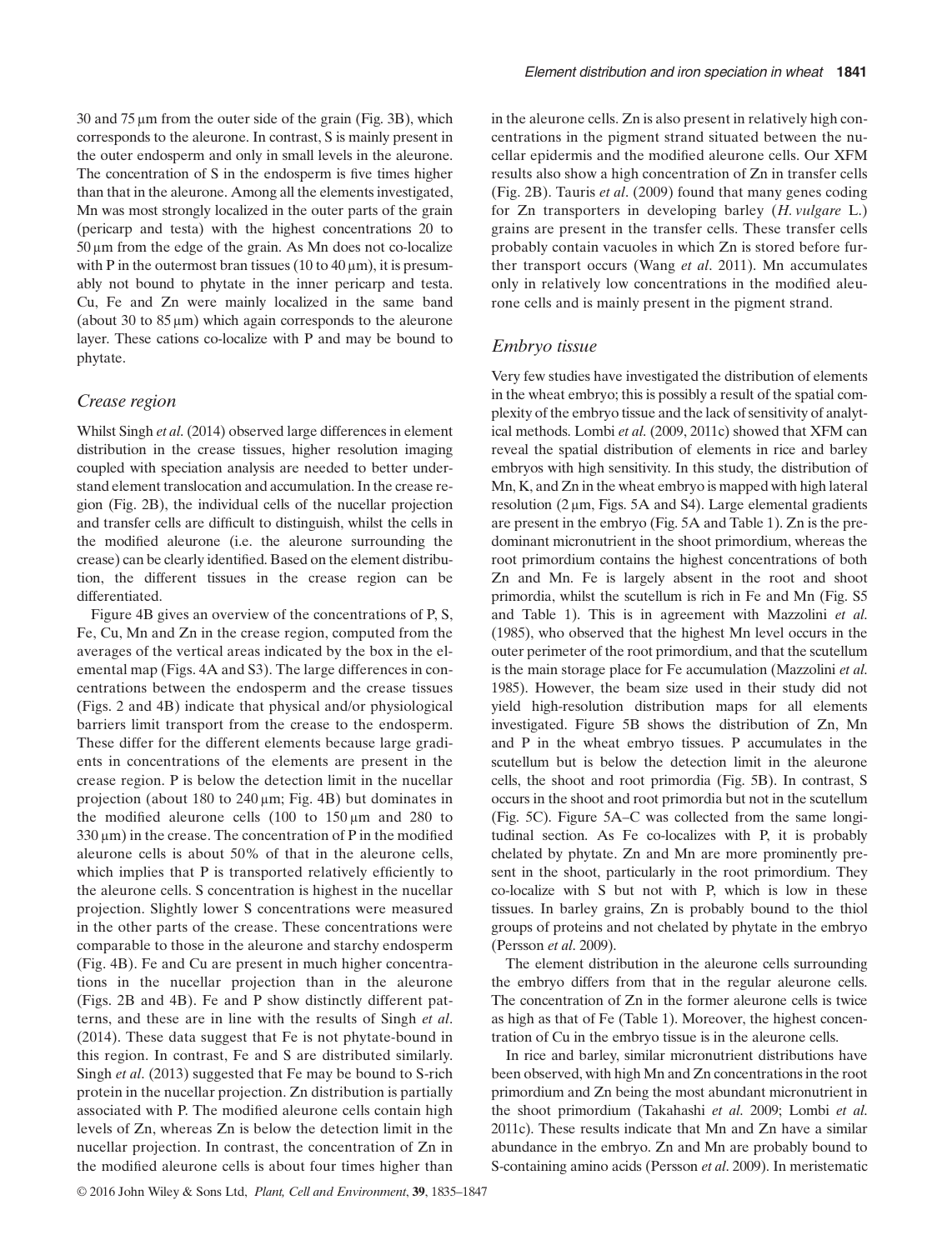30 and 75 μm from the outer side of the grain (Fig. 3B), which corresponds to the aleurone. In contrast, S is mainly present in the outer endosperm and only in small levels in the aleurone. The concentration of S in the endosperm is five times higher than that in the aleurone. Among all the elements investigated, Mn was most strongly localized in the outer parts of the grain (pericarp and testa) with the highest concentrations 20 to 50 μm from the edge of the grain. As Mn does not co-localize with P in the outermost bran tissues (10 to 40 μm), it is presumably not bound to phytate in the inner pericarp and testa. Cu, Fe and Zn were mainly localized in the same band (about 30 to 85 μm) which again corresponds to the aleurone layer. These cations co-localize with P and may be bound to phytate.

### Crease region

Whilst Singh *et al.* (2014) observed large differences in element distribution in the crease tissues, higher resolution imaging coupled with speciation analysis are needed to better understand element translocation and accumulation. In the crease region (Fig. 2B), the individual cells of the nucellar projection and transfer cells are difficult to distinguish, whilst the cells in the modified aleurone (i.e. the aleurone surrounding the crease) can be clearly identified. Based on the element distribution, the different tissues in the crease region can be differentiated.

Figure 4B gives an overview of the concentrations of P, S, Fe, Cu, Mn and Zn in the crease region, computed from the averages of the vertical areas indicated by the box in the elemental map (Figs. 4A and S3). The large differences in concentrations between the endosperm and the crease tissues (Figs. 2 and 4B) indicate that physical and/or physiological barriers limit transport from the crease to the endosperm. These differ for the different elements because large gradients in concentrations of the elements are present in the crease region. P is below the detection limit in the nucellar projection (about 180 to 240 μm; Fig. 4B) but dominates in the modified aleurone cells (100 to 150 μm and 280 to 330 μm) in the crease. The concentration of P in the modified aleurone cells is about 50% of that in the aleurone cells, which implies that P is transported relatively efficiently to the aleurone cells. S concentration is highest in the nucellar projection. Slightly lower S concentrations were measured in the other parts of the crease. These concentrations were comparable to those in the aleurone and starchy endosperm (Fig. 4B). Fe and Cu are present in much higher concentrations in the nucellar projection than in the aleurone (Figs. 2B and 4B). Fe and P show distinctly different patterns, and these are in line with the results of Singh *et al.* (2014). These data suggest that Fe is not phytate-bound in this region. In contrast, Fe and S are distributed similarly. Singh *et al.* (2013) suggested that Fe may be bound to S-rich protein in the nucellar projection. Zn distribution is partially associated with P. The modified aleurone cells contain high levels of Zn, whereas Zn is below the detection limit in the nucellar projection. In contrast, the concentration of Zn in the modified aleurone cells is about four times higher than in the aleurone cells. Zn is also present in relatively high concentrations in the pigment strand situated between the nucellar epidermis and the modified aleurone cells. Our XFM results also show a high concentration of Zn in transfer cells (Fig. 2B). Tauris *et al.* (2009) found that many genes coding for Zn transporters in developing barley (*H. vulgare* L.) grains are present in the transfer cells. These transfer cells probably contain vacuoles in which Zn is stored before further transport occurs (Wang *et al.* 2011). Mn accumulates only in relatively low concentrations in the modified aleurone cells and is mainly present in the pigment strand.

### Embryo tissue

Very few studies have investigated the distribution of elements in the wheat embryo; this is possibly a result of the spatial complexity of the embryo tissue and the lack of sensitivity of analytical methods. Lombi *et al.* (2009, 2011c) showed that XFM can reveal the spatial distribution of elements in rice and barley embryos with high sensitivity. In this study, the distribution of Mn, K, and Zn in the wheat embryo is mapped with high lateral resolution (2 μm, Figs. 5A and S4). Large elemental gradients are present in the embryo (Fig. 5A and Table 1). Zn is the predominant micronutrient in the shoot primordium, whereas the root primordium contains the highest concentrations of both Zn and Mn. Fe is largely absent in the root and shoot primordia, whilst the scutellum is rich in Fe and Mn (Fig. S5 and Table 1). This is in agreement with Mazzolini *et al.* (1985), who observed that the highest Mn level occurs in the outer perimeter of the root primordium, and that the scutellum is the main storage place for Fe accumulation (Mazzolini *et al.* 1985). However, the beam size used in their study did not yield high-resolution distribution maps for all elements investigated. Figure 5B shows the distribution of Zn, Mn and P in the wheat embryo tissues. P accumulates in the scutellum but is below the detection limit in the aleurone cells, the shoot and root primordia (Fig. 5B). In contrast, S occurs in the shoot and root primordia but not in the scutellum (Fig. 5C). Figure 5A–C was collected from the same longitudinal section. As Fe co-localizes with P, it is probably chelated by phytate. Zn and Mn are more prominently present in the shoot, particularly in the root primordium. They co-localize with S but not with P, which is low in these tissues. In barley grains, Zn is probably bound to the thiol groups of proteins and not chelated by phytate in the embryo (Persson *et al.* 2009).

The element distribution in the aleurone cells surrounding the embryo differs from that in the regular aleurone cells. The concentration of Zn in the former aleurone cells is twice as high as that of Fe (Table 1). Moreover, the highest concentration of Cu in the embryo tissue is in the aleurone cells.

In rice and barley, similar micronutrient distributions have been observed, with high Mn and Zn concentrations in the root primordium and Zn being the most abundant micronutrient in the shoot primordium (Takahashi *et al.* 2009; Lombi *et al.* 2011c). These results indicate that Mn and Zn have a similar abundance in the embryo. Zn and Mn are probably bound to S-containing amino acids (Persson *et al.* 2009). In meristematic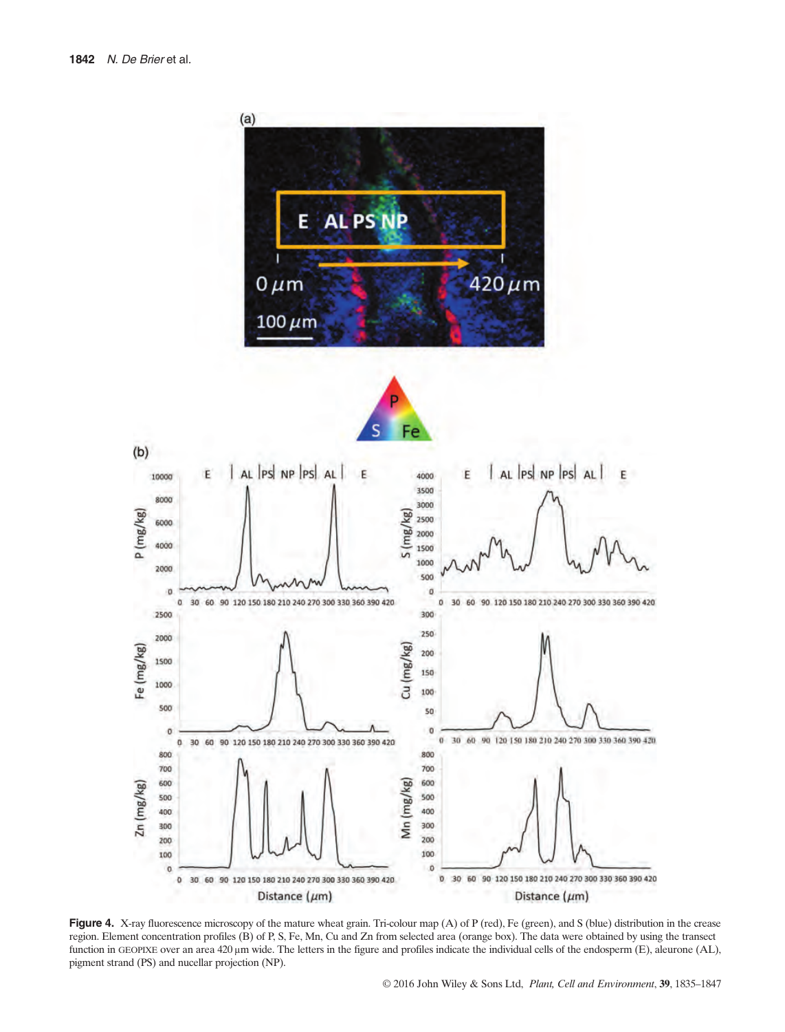**Figure 4.** X-ray fluorescence microscopy of the mature wheat grain. Tri-colour map (A) of P (red), Fe (green), and S (blue) distribution in the crease region. Element concentration profiles (B) of P, S, Fe, Mn, Cu and Zn from selected area (orange box). The data were obtained by using the transect function in GEOPIXE over an area 420 μm wide. The letters in the figure and profiles indicate the individual cells of the endosperm (E), aleurone (AL), pigment strand (PS) and nucellar projection (NP).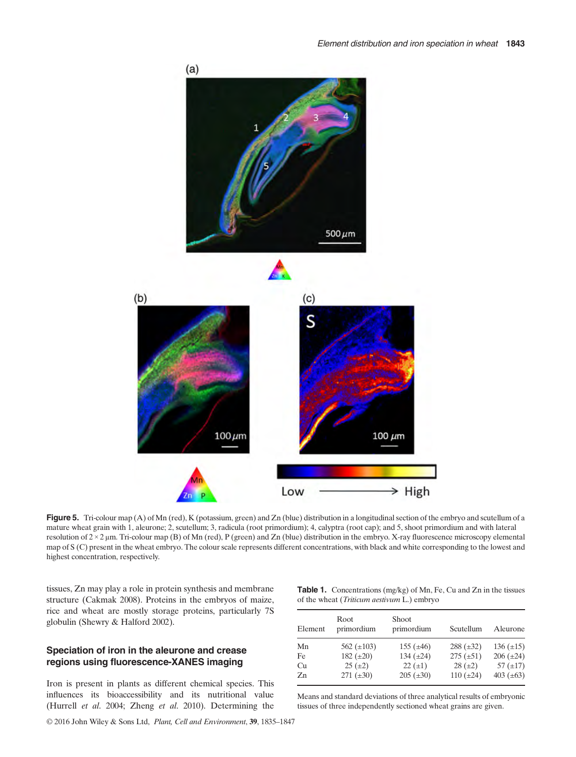Figure 5. Tri-colour map (A) of Mn (red), K (potassium, green) and Zn (blue) distribution in a longitudinal section of the embryo and scutellum of a mature wheat grain with 1, aleurone; 2, scutellum; 3, radicula (root primordium); 4, calyptra (root cap); and 5, shoot primordium and with lateral resolution of 2 × 2 μm. Tri-colour map (B) of Mn (red), P (green) and Zn (blue) distribution in the embryo. X-ray fluorescence microscopy elemental map of S (C) present in the wheat embryo. The colour scale represents different concentrations, with black and white corresponding to the lowest and highest concentration, respectively.

tissues, Zn may play a role in protein synthesis and membrane structure (Cakmak 2008). Proteins in the embryos of maize, rice and wheat are mostly storage proteins, particularly 7S globulin (Shewry & Halford 2002).

## Speciation of iron in the aleurone and crease regions using fluorescence-XANES imaging

Iron is present in plants as different chemical species. This influences its bioaccessibility and its nutritional value (Hurrell *et al.* 2004; Zheng *et al.* 2010). Determining the

**Table 1.** Concentrations (mg/kg) of Mn, Fe, Cu and Zn in the tissues of the wheat (*Triticum aestivum* L.) embryo

| Element | Root primordium | Shoot primordium | Scutellum | Aleurone |
|---|---|---|---|---|
| Mn | 562 (±103) | 155 (±46) | 288 (±32) | 136 (±15) |
| Fe | 182 (±20) | 134 (±24) | 275 (±51) | 206 (±24) |
| Cu | 25 (±2) | 22 (±1) | 28 (±2) | 57 (±17) |
| Zn | 271 (±30) | 205 (±30) | 110 (±24) | 403 (±63) |

Means and standard deviations of three analytical results of embryonic tissues of three independently sectioned wheat grains are given.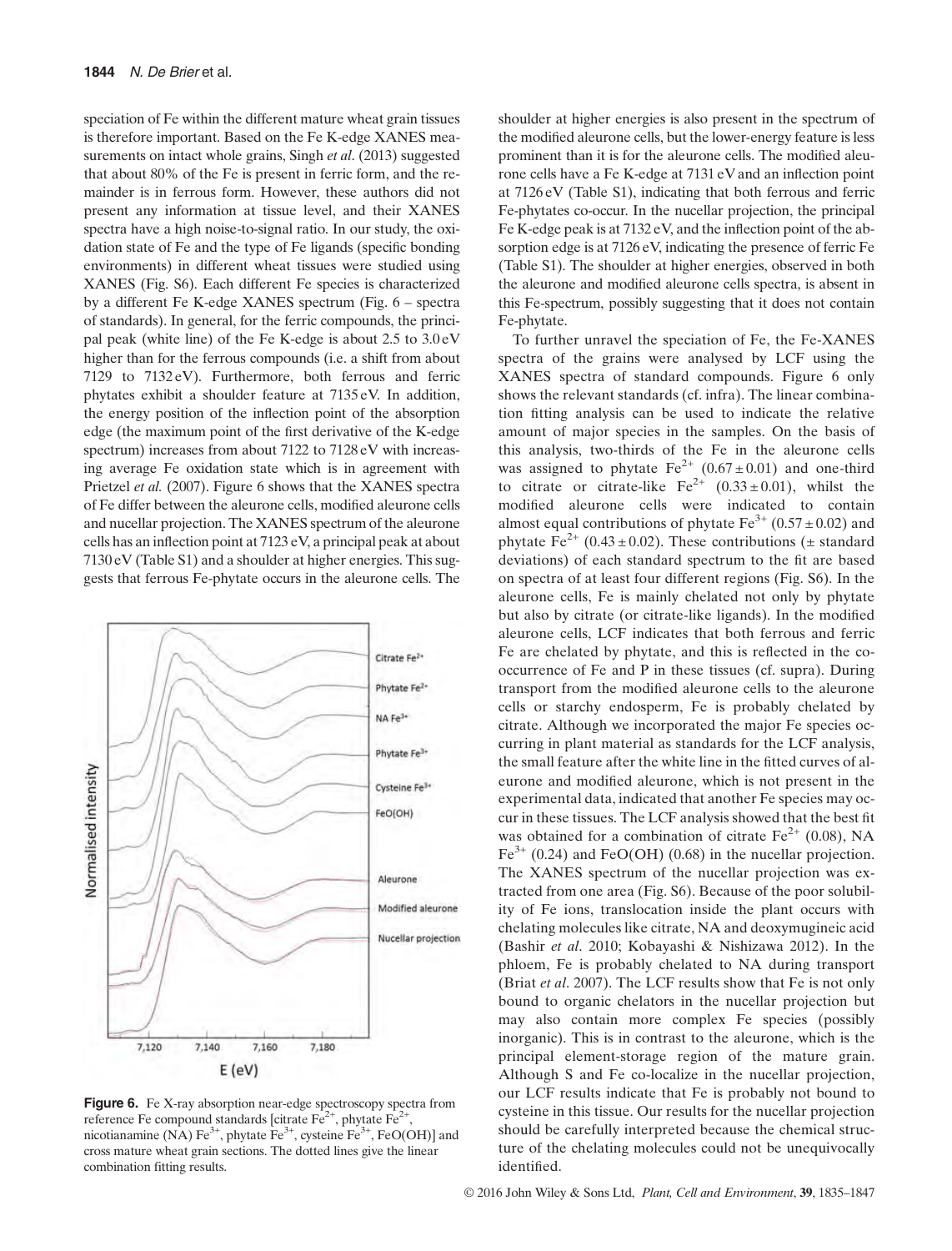speciation of Fe within the different mature wheat grain tissues is therefore important. Based on the Fe K-edge XANES measurements on intact whole grains, Singh *et al.* (2013) suggested that about 80% of the Fe is present in ferric form, and the remainder is in ferrous form. However, these authors did not present any information at tissue level, and their XANES spectra have a high noise-to-signal ratio. In our study, the oxidation state of Fe and the type of Fe ligands (specific bonding environments) in different wheat tissues were studied using XANES (Fig. S6). Each different Fe species is characterized by a different Fe K-edge XANES spectrum (Fig. 6 – spectra of standards). In general, for the ferric compounds, the principal peak (white line) of the Fe K-edge is about 2.5 to 3.0 eV higher than for the ferrous compounds (i.e. a shift from about 7129 to 7132 eV). Furthermore, both ferrous and ferric phytates exhibit a shoulder feature at 7135 eV. In addition, the energy position of the inflection point of the absorption edge (the maximum point of the first derivative of the K-edge spectrum) increases from about 7122 to 7128 eV with increasing average Fe oxidation state which is in agreement with Prietzel *et al.* (2007). Figure 6 shows that the XANES spectra of Fe differ between the aleurone cells, modified aleurone cells and nucellar projection. The XANES spectrum of the aleurone cells has an inflection point at 7123 eV, a principal peak at about 7130 eV (Table S1) and a shoulder at higher energies. This suggests that ferrous Fe-phytate occurs in the aleurone cells. The shoulder at higher energies is also present in the spectrum of the modified aleurone cells, but the lower-energy feature is less prominent than it is for the aleurone cells. The modified aleurone cells have a Fe K-edge at 7131 eV and an inflection point at 7126 eV (Table S1), indicating that both ferrous and ferric Fe-phytates co-occur. In the nucellar projection, the principal Fe K-edge peak is at 7132 eV, and the inflection point of the absorption edge is at 7126 eV, indicating the presence of ferric Fe (Table S1). The shoulder at higher energies, observed in both the aleurone and modified aleurone cells spectra, is absent in this Fe-spectrum, possibly suggesting that it does not contain Fe-phytate.

**Figure 6.** Fe X-ray absorption near-edge spectroscopy spectra from reference Fe compound standards [citrate $Fe^{2+}$, phytate $Fe^{2+}$, nicotianamine (NA) $Fe^{3+}$, phytate $Fe^{3+}$, cysteine $Fe^{3+}$, FeO(OH)] and cross mature wheat grain sections. The dotted lines give the linear combination fitting results.

To further unravel the speciation of Fe, the Fe-XANES spectra of the grains were analysed by LCF using the XANES spectra of standard compounds. Figure 6 only shows the relevant standards (cf. infra). The linear combination fitting analysis can be used to indicate the relative amount of major species in the samples. On the basis of this analysis, two-thirds of the Fe in the aleurone cells was assigned to phytate $Fe^{2+}$ ($0.67 \pm 0.01$) and one-third to citrate or citrate-like $Fe^{2+}$ ($0.33 \pm 0.01$), whilst the modified aleurone cells were indicated to contain almost equal contributions of phytate $Fe^{3+}$ ($0.57 \pm 0.02$) and phytate $Fe^{2+}$ ($0.43 \pm 0.02$). These contributions ($\pm$ standard deviations) of each standard spectrum to the fit are based on spectra of at least four different regions (Fig. S6). In the aleurone cells, Fe is mainly chelated not only by phytate but also by citrate (or citrate-like ligands). In the modified aleurone cells, LCF indicates that both ferrous and ferric Fe are chelated by phytate, and this is reflected in the co-occurrence of Fe and P in these tissues (cf. supra). During transport from the modified aleurone cells to the aleurone cells or starchy endosperm, Fe is probably chelated by citrate. Although we incorporated the major Fe species occurring in plant material as standards for the LCF analysis, the small feature after the white line in the fitted curves of aleurone and modified aleurone, which is not present in the experimental data, indicated that another Fe species may occur in these tissues. The LCF analysis showed that the best fit was obtained for a combination of citrate $Fe^{2+}$ (0.08), NA $Fe^{3+}$ (0.24) and FeO(OH) (0.68) in the nucellar projection. The XANES spectrum of the nucellar projection was extracted from one area (Fig. S6). Because of the poor solubility of Fe ions, translocation inside the plant occurs with chelating molecules like citrate, NA and deoxymugineic acid (Bashir *et al.* 2010; Kobayashi & Nishizawa 2012). In the phloem, Fe is probably chelated to NA during transport (Briat *et al.* 2007). The LCF results show that Fe is not only bound to organic chelators in the nucellar projection but may also contain more complex Fe species (possibly inorganic). This is in contrast to the aleurone, which is the principal element-storage region of the mature grain. Although S and Fe co-localize in the nucellar projection, our LCF results indicate that Fe is probably not bound to cysteine in this tissue. Our results for the nucellar projection should be carefully interpreted because the chemical structure of the chelating molecules could not be unequivocally identified.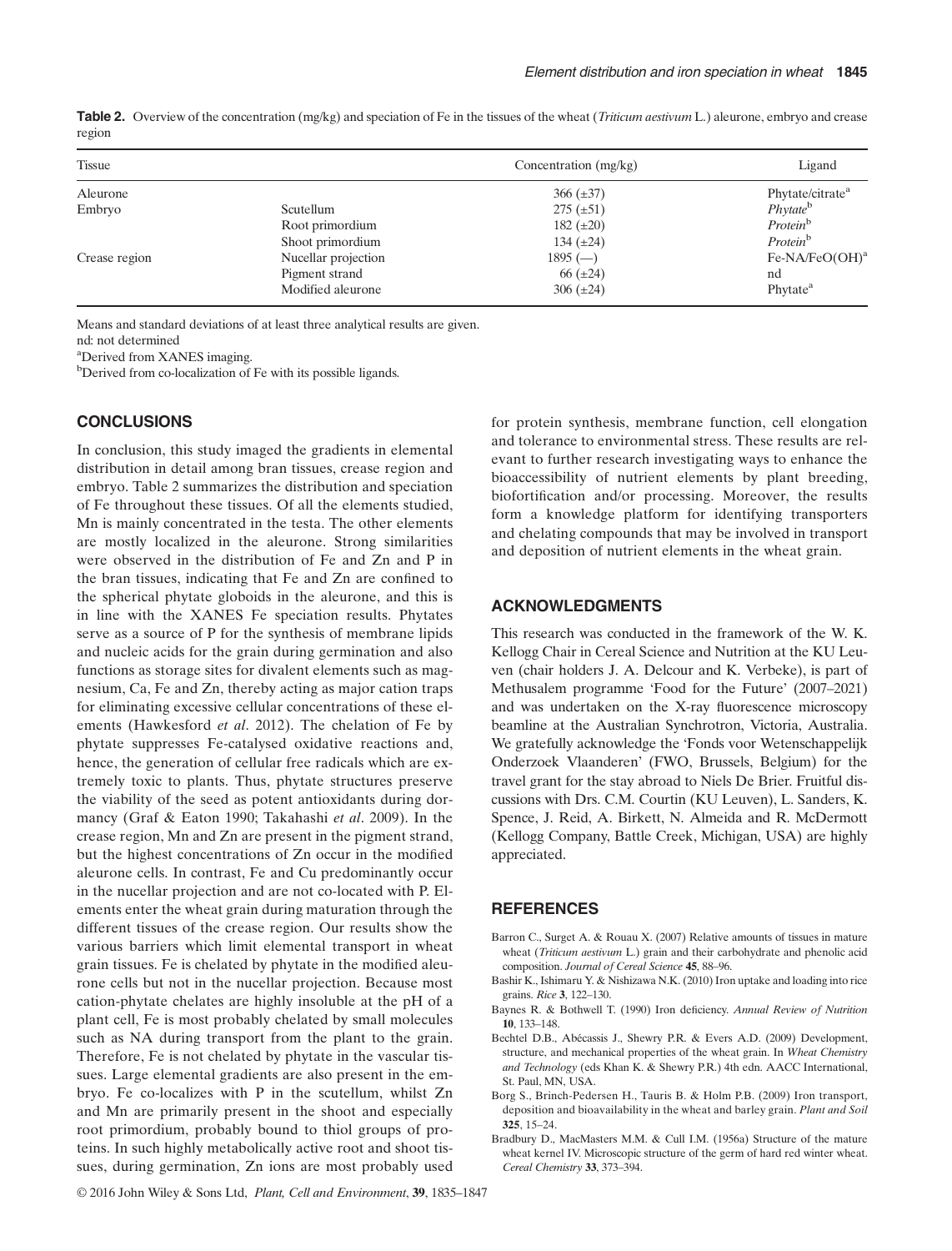**Table 2.** Overview of the concentration (mg/kg) and speciation of Fe in the tissues of the wheat (*Triticum aestivum* L.) aleurone, embryo and crease region

| Tissue | | Concentration (mg/kg) | Ligand |
|---|---|---|---|
| Aleurone | | 366 (±37) | Phytate/citrate[a] |
| Embryo | Scutellum | 275 (±51) | *Phytate*[b] |
| | Root primordium | 182 (±20) | *Protein*[b] |
| | Shoot primordium | 134 (±24) | *Protein*[b] |
| Crease region | Nucellar projection | 1895 (—) | Fe-NA/FeO(OH)[a] |
| | Pigment strand | 66 (±24) | nd |
| | Modified aleurone | 306 (±24) | Phytate[a] |

Means and standard deviations of at least three analytical results are given.
nd: not determined
[a]Derived from XANES imaging.
[b]Derived from co-localization of Fe with its possible ligands.

## CONCLUSIONS

In conclusion, this study imaged the gradients in elemental distribution in detail among bran tissues, crease region and embryo. Table 2 summarizes the distribution and speciation of Fe throughout these tissues. Of all the elements studied, Mn is mainly concentrated in the testa. The other elements are mostly localized in the aleurone. Strong similarities were observed in the distribution of Fe and Zn and P in the bran tissues, indicating that Fe and Zn are confined to the spherical phytate globoids in the aleurone, and this is in line with the XANES Fe speciation results. Phytates serve as a source of P for the synthesis of membrane lipids and nucleic acids for the grain during germination and also functions as storage sites for divalent elements such as magnesium, Ca, Fe and Zn, thereby acting as major cation traps for eliminating excessive cellular concentrations of these elements (Hawkesford *et al*. 2012). The chelation of Fe by phytate suppresses Fe-catalysed oxidative reactions and, hence, the generation of cellular free radicals which are extremely toxic to plants. Thus, phytate structures preserve the viability of the seed as potent antioxidants during dormancy (Graf & Eaton 1990; Takahashi *et al*. 2009). In the crease region, Mn and Zn are present in the pigment strand, but the highest concentrations of Zn occur in the modified aleurone cells. In contrast, Fe and Cu predominantly occur in the nucellar projection and are not co-located with P. Elements enter the wheat grain during maturation through the different tissues of the crease region. Our results show the various barriers which limit elemental transport in wheat grain tissues. Fe is chelated by phytate in the modified aleurone cells but not in the nucellar projection. Because most cation-phytate chelates are highly insoluble at the pH of a plant cell, Fe is most probably chelated by small molecules such as NA during transport from the plant to the grain. Therefore, Fe is not chelated by phytate in the vascular tissues. Large elemental gradients are also present in the embryo. Fe co-localizes with P in the scutellum, whilst Zn and Mn are primarily present in the shoot and especially root primordium, probably bound to thiol groups of proteins. In such highly metabolically active root and shoot tissues, during germination, Zn ions are most probably used for protein synthesis, membrane function, cell elongation and tolerance to environmental stress. These results are relevant to further research investigating ways to enhance the bioaccessibility of nutrient elements by plant breeding, biofortification and/or processing. Moreover, the results form a knowledge platform for identifying transporters and chelating compounds that may be involved in transport and deposition of nutrient elements in the wheat grain.

## ACKNOWLEDGMENTS

This research was conducted in the framework of the W. K. Kellogg Chair in Cereal Science and Nutrition at the KU Leuven (chair holders J. A. Delcour and K. Verbeke), is part of Methusalem programme 'Food for the Future' (2007–2021) and was undertaken on the X-ray fluorescence microscopy beamline at the Australian Synchrotron, Victoria, Australia. We gratefully acknowledge the 'Fonds voor Wetenschappelijk Onderzoek Vlaanderen' (FWO, Brussels, Belgium) for the travel grant for the stay abroad to Niels De Brier. Fruitful discussions with Drs. C.M. Courtin (KU Leuven), L. Sanders, K. Spence, J. Reid, A. Birkett, N. Almeida and R. McDermott (Kellogg Company, Battle Creek, Michigan, USA) are highly appreciated.

## REFERENCES

Barron C., Surget A. & Rouau X. (2007) Relative amounts of tissues in mature wheat (*Triticum aestivum* L.) grain and their carbohydrate and phenolic acid composition. *Journal of Cereal Science* **45**, 88–96.

Bashir K., Ishimaru Y. & Nishizawa N.K. (2010) Iron uptake and loading into rice grains. *Rice* **3**, 122–130.

Baynes R. & Bothwell T. (1990) Iron deficiency. *Annual Review of Nutrition* **10**, 133–148.

Bechtel D.B., Abécassis J., Shewry P.R. & Evers A.D. (2009) Development, structure, and mechanical properties of the wheat grain. In *Wheat Chemistry and Technology* (eds Khan K. & Shewry P.R.) 4th edn. AACC International, St. Paul, MN, USA.

Borg S., Brinch-Pedersen H., Tauris B. & Holm P.B. (2009) Iron transport, deposition and bioavailability in the wheat and barley grain. *Plant and Soil* **325**, 15–24.

Bradbury D., MacMasters M.M. & Cull I.M. (1956a) Structure of the mature wheat kernel IV. Microscopic structure of the germ of hard red winter wheat. *Cereal Chemistry* **33**, 373–394.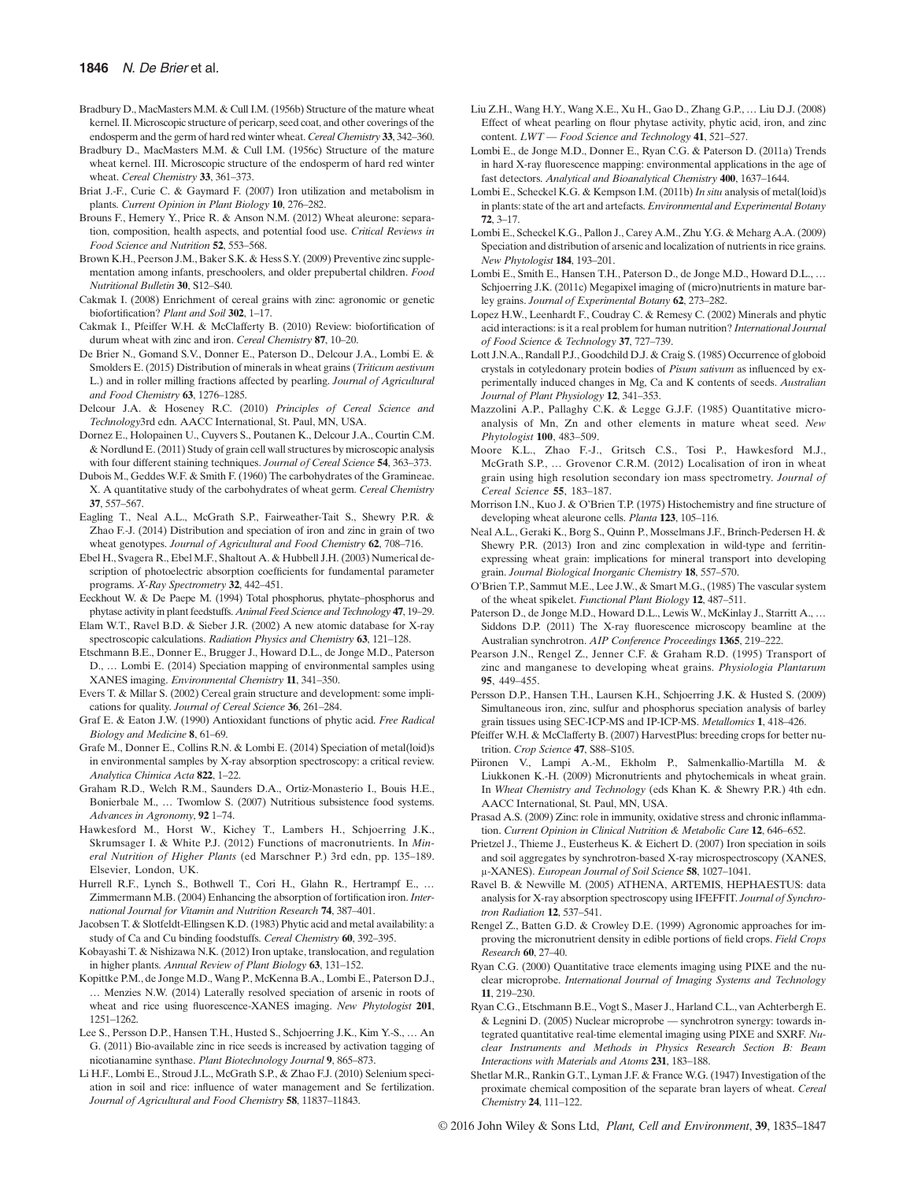Bradbury D., MacMasters M.M. & Cull I.M. (1956b) Structure of the mature wheat kernel. II. Microscopic structure of pericarp, seed coat, and other coverings of the endosperm and the germ of hard red winter wheat. *Cereal Chemistry* **33**, 342–360.

Bradbury D., MacMasters M.M. & Cull I.M. (1956c) Structure of the mature wheat kernel. III. Microscopic structure of the endosperm of hard red winter wheat. *Cereal Chemistry* **33**, 361–373.

Briat J.-F., Curie C. & Gaymard F. (2007) Iron utilization and metabolism in plants. *Current Opinion in Plant Biology* **10**, 276–282.

Brouns F., Hemery Y., Price R. & Anson N.M. (2012) Wheat aleurone: separation, composition, health aspects, and potential food use. *Critical Reviews in Food Science and Nutrition* **52**, 553–568.

Brown K.H., Peerson J.M., Baker S.K. & Hess S.Y. (2009) Preventive zinc supplementation among infants, preschoolers, and older prepubertal children. *Food Nutritional Bulletin* **30**, S12–S40.

Cakmak I. (2008) Enrichment of cereal grains with zinc: agronomic or genetic biofortification? *Plant and Soil* **302**, 1–17.

Cakmak I., Pfeiffer W.H. & McClafferty B. (2010) Review: biofortification of durum wheat with zinc and iron. *Cereal Chemistry* **87**, 10–20.

De Brier N., Gomand S.V., Donner E., Paterson D., Delcour J.A., Lombi E. & Smolders E. (2015) Distribution of minerals in wheat grains (*Triticum aestivum* L.) and in roller milling fractions affected by pearling. *Journal of Agricultural and Food Chemistry* **63**, 1276–1285.

Delcour J.A. & Hoseney R.C. (2010) *Principles of Cereal Science and Technology*3rd edn. AACC International, St. Paul, MN, USA.

Dornez E., Holopainen U., Cuyvers S., Poutanen K., Delcour J.A., Courtin C.M. & Nordlund E. (2011) Study of grain cell wall structures by microscopic analysis with four different staining techniques. *Journal of Cereal Science* **54**, 363–373.

Dubois M., Geddes W.F. & Smith F. (1960) The carbohydrates of the Gramineae. X. A quantitative study of the carbohydrates of wheat germ. *Cereal Chemistry* **37**, 557–567.

Eagling T., Neal A.L., McGrath S.P., Fairweather-Tait S., Shewry P.R. & Zhao F.-J. (2014) Distribution and speciation of iron and zinc in grain of two wheat genotypes. *Journal of Agricultural and Food Chemistry* **62**, 708–716.

Ebel H., Svagera R., Ebel M.F., Shaltout A. & Hubbell J.H. (2003) Numerical description of photoelectric absorption coefficients for fundamental parameter programs. *X-Ray Spectrometry* **32**, 442–451.

Eeckhout W. & De Paepe M. (1994) Total phosphorus, phytate–phosphorus and phytase activity in plant feedstuffs. *Animal Feed Science and Technology* **47**, 19–29.

Elam W.T., Ravel B.D. & Sieber J.R. (2002) A new atomic database for X-ray spectroscopic calculations. *Radiation Physics and Chemistry* **63**, 121–128.

Etschmann B.E., Donner E., Brugger J., Howard D.L., de Jonge M.D., Paterson D., … Lombi E. (2014) Speciation mapping of environmental samples using XANES imaging. *Environmental Chemistry* **11**, 341–350.

Evers T. & Millar S. (2002) Cereal grain structure and development: some implications for quality. *Journal of Cereal Science* **36**, 261–284.

Graf E. & Eaton J.W. (1990) Antioxidant functions of phytic acid. *Free Radical Biology and Medicine* **8**, 61–69.

Grafe M., Donner E., Collins R.N. & Lombi E. (2014) Speciation of metal(loid)s in environmental samples by X-ray absorption spectroscopy: a critical review. *Analytica Chimica Acta* **822**, 1–22.

Graham R.D., Welch R.M., Saunders D.A., Ortiz-Monasterio I., Bouis H.E., Bonierbale M., … Twomlow S. (2007) Nutritious subsistence food systems. *Advances in Agronomy*, **92** 1–74.

Hawkesford M., Horst W., Kichey T., Lambers H., Schjoerring J.K., Skrumsager I. & White P.J. (2012) Functions of macronutrients. In *Mineral Nutrition of Higher Plants* (ed Marschner P.) 3rd edn, pp. 135–189. Elsevier, London, UK.

Hurrell R.F., Lynch S., Bothwell T., Cori H., Glahn R., Hertrampf E., … Zimmermann M.B. (2004) Enhancing the absorption of fortification iron. *International Journal for Vitamin and Nutrition Research* **74**, 387–401.

Jacobsen T. & Slotfeldt-Ellingsen K.D. (1983) Phytic acid and metal availability: a study of Ca and Cu binding foodstuffs. *Cereal Chemistry* **60**, 392–395.

Kobayashi T. & Nishizawa N.K. (2012) Iron uptake, translocation, and regulation in higher plants. *Annual Review of Plant Biology* **63**, 131–152.

Kopittke P.M., de Jonge M.D., Wang P., McKenna B.A., Lombi E., Paterson D.J., … Menzies N.W. (2014) Laterally resolved speciation of arsenic in roots of wheat and rice using fluorescence-XANES imaging. *New Phytologist* **201**, 1251–1262.

Lee S., Persson D.P., Hansen T.H., Husted S., Schjoerring J.K., Kim Y.-S., … An G. (2011) Bio-available zinc in rice seeds is increased by activation tagging of nicotianamine synthase. *Plant Biotechnology Journal* **9**, 865–873.

Li H.F., Lombi E., Stroud J.L., McGrath S.P. & Zhao F.J. (2010) Selenium speciation in soil and rice: influence of water management and Se fertilization. *Journal of Agricultural and Food Chemistry* **58**, 11837–11843.

Liu Z.H., Wang H.Y., Wang X.E., Xu H., Gao D., Zhang G.P., … Liu D.J. (2008) Effect of wheat pearling on flour phytase activity, phytic acid, iron, and zinc content. *LWT — Food Science and Technology* **41**, 521–527.

Lombi E., de Jonge M.D., Donner E., Ryan C.G. & Paterson D. (2011a) Trends in hard X-ray fluorescence mapping: environmental applications in the age of fast detectors. *Analytical and Bioanalytical Chemistry* **400**, 1637–1644.

Lombi E., Scheckel K.G. & Kempson I.M. (2011b) *In situ* analysis of metal(loid)s in plants: state of the art and artefacts. *Environmental and Experimental Botany* **72**, 3–17.

Lombi E., Scheckel K.G., Pallon J., Carey A.M., Zhu Y.G. & Meharg A.A. (2009) Speciation and distribution of arsenic and localization of nutrients in rice grains. *New Phytologist* **184**, 193–201.

Lombi E., Smith E., Hansen T.H., Paterson D., de Jonge M.D., Howard D.L., … Schjoerring J.K. (2011c) Megapixel imaging of (micro)nutrients in mature barley grains. *Journal of Experimental Botany* **62**, 273–282.

Lopez H.W., Leenhardt F., Coudray C. & Remesy C. (2002) Minerals and phytic acid interactions: is it a real problem for human nutrition? *International Journal of Food Science & Technology* **37**, 727–739.

Lott J.N.A., Randall P.J., Goodchild D.J. & Craig S. (1985) Occurrence of globoid crystals in cotyledonary protein bodies of *Pisum sativum* as influenced by experimentally induced changes in Mg, Ca and K contents of seeds. *Australian Journal of Plant Physiology* **12**, 341–353.

Mazzolini A.P., Pallaghy C.K. & Legge G.J.F. (1985) Quantitative microanalysis of Mn, Zn and other elements in mature wheat seed. *New Phytologist* **100**, 483–509.

Moore K.L., Zhao F.-J., Gritsch C.S., Tosi P., Hawkesford M.J., McGrath S.P., … Grovenor C.R.M. (2012) Localisation of iron in wheat grain using high resolution secondary ion mass spectrometry. *Journal of Cereal Science* **55**, 183–187.

Morrison I.N., Kuo J. & O'Brien T.P. (1975) Histochemistry and fine structure of developing wheat aleurone cells. *Planta* **123**, 105–116.

Neal A.L., Geraki K., Borg S., Quinn P., Mosselmans J.F., Brinch-Pedersen H. & Shewry P.R. (2013) Iron and zinc complexation in wild-type and ferritin-expressing wheat grain: implications for mineral transport into developing grain. *Journal Biological Inorganic Chemistry* **18**, 557–570.

O'Brien T.P., Sammut M.E., Lee J.W., & Smart M.G., (1985) The vascular system of the wheat spikelet. *Functional Plant Biology* **12**, 487–511.

Paterson D., de Jonge M.D., Howard D.L., Lewis W., McKinlay J., Starritt A., … Siddons D.P. (2011) The X-ray fluorescence microscopy beamline at the Australian synchrotron. *AIP Conference Proceedings* **1365**, 219–222.

Pearson J.N., Rengel Z., Jenner C.F. & Graham R.D. (1995) Transport of zinc and manganese to developing wheat grains. *Physiologia Plantarum* **95**, 449–455.

Persson D.P., Hansen T.H., Laursen K.H., Schjoerring J.K. & Husted S. (2009) Simultaneous iron, zinc, sulfur and phosphorus speciation analysis of barley grain tissues using SEC-ICP-MS and IP-ICP-MS. *Metallomics* **1**, 418–426.

Pfeiffer W.H. & McClafferty B. (2007) HarvestPlus: breeding crops for better nutrition. *Crop Science* **47**, S88–S105.

Piironen V., Lampi A.-M., Ekholm P., Salmenkallio-Martilla M. & Liukkonen K.-H. (2009) Micronutrients and phytochemicals in wheat grain. In *Wheat Chemistry and Technology* (eds Khan K. & Shewry P.R.) 4th edn. AACC International, St. Paul, MN, USA.

Prasad A.S. (2009) Zinc: role in immunity, oxidative stress and chronic inflammation. *Current Opinion in Clinical Nutrition & Metabolic Care* **12**, 646–652.

Prietzel J., Thieme J., Eusterheus K. & Eichert D. (2007) Iron speciation in soils and soil aggregates by synchrotron-based X-ray microspectroscopy (XANES, μ-XANES). *European Journal of Soil Science* **58**, 1027–1041.

Ravel B. & Newville M. (2005) ATHENA, ARTEMIS, HEPHAESTUS: data analysis for X-ray absorption spectroscopy using IFEFFIT. *Journal of Synchrotron Radiation* **12**, 537–541.

Rengel Z., Batten G.D. & Crowley D.E. (1999) Agronomic approaches for improving the micronutrient density in edible portions of field crops. *Field Crops Research* **60**, 27–40.

Ryan C.G. (2000) Quantitative trace elements imaging using PIXE and the nuclear microprobe. *International Journal of Imaging Systems and Technology* **11**, 219–230.

Ryan C.G., Etschmann B.E., Vogt S., Maser J., Harland C.L., van Achterbergh E. & Legnini D. (2005) Nuclear microprobe — synchrotron synergy: towards integrated quantitative real-time elemental imaging using PIXE and SXRF. *Nuclear Instruments and Methods in Physics Research Section B: Beam Interactions with Materials and Atoms* **231**, 183–188.

Shetlar M.R., Rankin G.T., Lyman J.F. & France W.G. (1947) Investigation of the proximate chemical composition of the separate bran layers of wheat. *Cereal Chemistry* **24**, 111–122.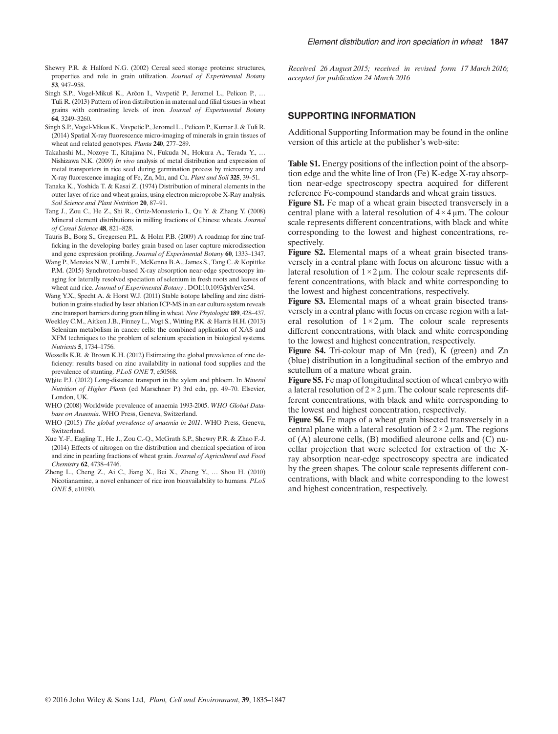Shewry P.R. & Halford N.G. (2002) Cereal seed storage proteins: structures, properties and role in grain utilization. *Journal of Experimental Botany* **53**, 947–958.

Singh S.P., Vogel-Mikuš K., Arčon I., Vavpetič P., Jeromel L., Pelicon P., … Tuli R. (2013) Pattern of iron distribution in maternal and filial tissues in wheat grains with contrasting levels of iron. *Journal of Experimental Botany* **64**, 3249–3260.

Singh S.P., Vogel-Mikus K., Vavpetic P., Jeromel L., Pelicon P., Kumar J. & Tuli R. (2014) Spatial X-ray fluorescence micro-imaging of minerals in grain tissues of wheat and related genotypes. *Planta* **240**, 277–289.

Takahashi M., Nozoye T., Kitajima N., Fukuda N., Hokura A., Terada Y., … Nishizawa N.K. (2009) *In vivo* analysis of metal distribution and expression of metal transporters in rice seed during germination process by microarray and X-ray fluorescence imaging of Fe, Zn, Mn, and Cu. *Plant and Soil* **325**, 39–51.

Tanaka K., Yoshida T. & Kasai Z. (1974) Distribution of mineral elements in the outer layer of rice and wheat grains, using electron microprobe X-Ray analysis. *Soil Science and Plant Nutrition* **20**, 87–91.

Tang J., Zou C., He Z., Shi R., Ortiz-Monasterio I., Qu Y. & Zhang Y. (2008) Mineral element distributions in milling fractions of Chinese wheats. *Journal of Cereal Science* **48**, 821–828.

Tauris B., Borg S., Gregersen P.L. & Holm P.B. (2009) A roadmap for zinc trafficking in the developing barley grain based on laser capture microdissection and gene expression profiling. *Journal of Experimental Botany* **60**, 1333–1347.

Wang P., Menzies N.W., Lombi E., McKenna B.A., James S., Tang C. & Kopittke P.M. (2015) Synchrotron-based X-ray absorption near-edge spectroscopy imaging for laterally resolved speciation of selenium in fresh roots and leaves of wheat and rice. *Journal of Experimental Botany* . DOI:10.1093/jxb/erv254.

Wang Y.X., Specht A. & Horst W.J. (2011) Stable isotope labelling and zinc distribution in grains studied by laser ablation ICP-MS in an ear culture system reveals zinc transport barriers during grain filling in wheat. *New Phytologist* **189**, 428–437.

Weekley C.M., Aitken J.B., Finney L., Vogt S., Witting P.K. & Harris H.H. (2013) Selenium metabolism in cancer cells: the combined application of XAS and XFM techniques to the problem of selenium speciation in biological systems. *Nutrients* **5**, 1734–1756.

Wessells K.R. & Brown K.H. (2012) Estimating the global prevalence of zinc deficiency: results based on zinc availability in national food supplies and the prevalence of stunting. *PLoS ONE* **7**, e50568.

White P.J. (2012) Long-distance transport in the xylem and phloem. In *Mineral Nutrition of Higher Plants* (ed Marschner P.) 3rd edn, pp. 49–70. Elsevier, London, UK.

WHO (2008) Worldwide prevalence of anaemia 1993-2005. *WHO Global Database on Anaemia*. WHO Press, Geneva, Switzerland.

WHO (2015) *The global prevalence of anaemia in 2011*. WHO Press, Geneva, Switzerland.

Xue Y.-F., Eagling T., He J., Zou C.-Q., McGrath S.P., Shewry P.R. & Zhao F.-J. (2014) Effects of nitrogen on the distribution and chemical speciation of iron and zinc in pearling fractions of wheat grain. *Journal of Agricultural and Food Chemistry* **62**, 4738–4746.

Zheng L., Cheng Z., Ai C., Jiang X., Bei X., Zheng Y., … Shou H. (2010) Nicotianamine, a novel enhancer of rice iron bioavailability to humans. *PLoS ONE* **5**, e10190.

*Received 26 August 2015; received in revised form 17 March 2016; accepted for publication 24 March 2016*

## SUPPORTING INFORMATION

Additional Supporting Information may be found in the online version of this article at the publisher's web-site:

**Table S1.** Energy positions of the inflection point of the absorption edge and the white line of Iron (Fe) K-edge X-ray absorption near-edge spectroscopy spectra acquired for different reference Fe-compound standards and wheat grain tissues.

**Figure S1.** Fe map of a wheat grain bisected transversely in a central plane with a lateral resolution of $4 \times 4$ µm. The colour scale represents different concentrations, with black and white corresponding to the lowest and highest concentrations, respectively.

**Figure S2.** Elemental maps of a wheat grain bisected transversely in a central plane with focus on aleurone tissue with a lateral resolution of $1 \times 2$ µm. The colour scale represents different concentrations, with black and white corresponding to the lowest and highest concentrations, respectively.

**Figure S3.** Elemental maps of a wheat grain bisected transversely in a central plane with focus on crease region with a lateral resolution of $1 \times 2$ µm. The colour scale represents different concentrations, with black and white corresponding to the lowest and highest concentration, respectively.

**Figure S4.** Tri-colour map of Mn (red), K (green) and Zn (blue) distribution in a longitudinal section of the embryo and scutellum of a mature wheat grain.

**Figure S5.** Fe map of longitudinal section of wheat embryo with a lateral resolution of $2 \times 2$ µm. The colour scale represents different concentrations, with black and white corresponding to the lowest and highest concentration, respectively.

**Figure S6.** Fe maps of a wheat grain bisected transversely in a central plane with a lateral resolution of $2 \times 2$ µm. The regions of (A) aleurone cells, (B) modified aleurone cells and (C) nucellar projection that were selected for extraction of the X-ray absorption near-edge spectroscopy spectra are indicated by the green shapes. The colour scale represents different concentrations, with black and white corresponding to the lowest and highest concentration, respectively.